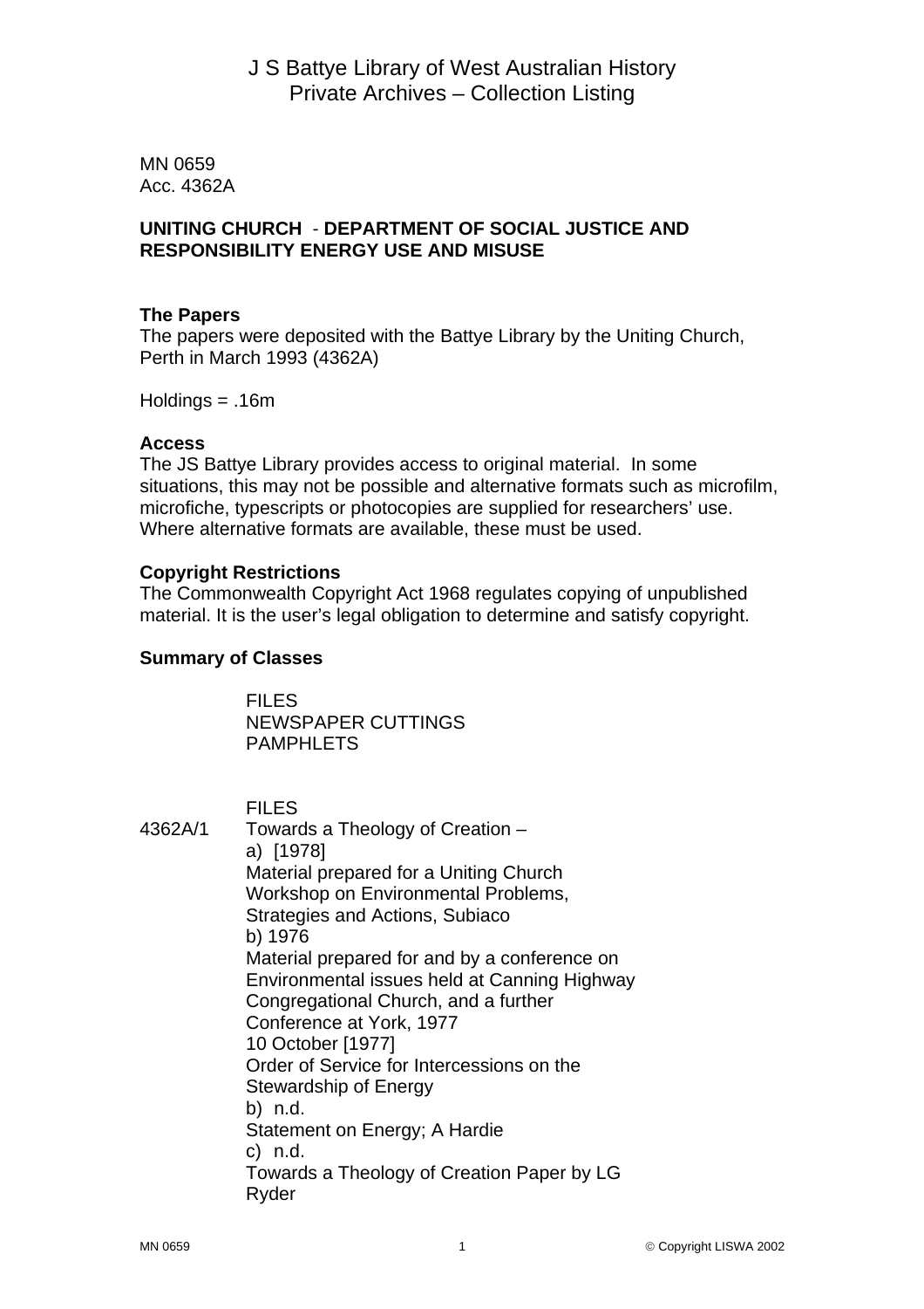# J S Battye Library of West Australian History
## Private Archives – Collection Listing

MN 0659
Acc. 4362A

**UNITING CHURCH - DEPARTMENT OF SOCIAL JUSTICE AND RESPONSIBILITY ENERGY USE AND MISUSE**

**The Papers**
The papers were deposited with the Battye Library by the Uniting Church, Perth in March 1993 (4362A)

Holdings = .16m

**Access**
The JS Battye Library provides access to original material. In some situations, this may not be possible and alternative formats such as microfilm, microfiche, typescripts or photocopies are supplied for researchers' use. Where alternative formats are available, these must be used.

**Copyright Restrictions**
The Commonwealth Copyright Act 1968 regulates copying of unpublished material. It is the user's legal obligation to determine and satisfy copyright.

**Summary of Classes**

FILES
NEWSPAPER CUTTINGS
PAMPHLETS

FILES

4362A/1 Towards a Theology of Creation –
a) [1978]
Material prepared for a Uniting Church Workshop on Environmental Problems, Strategies and Actions, Subiaco
b) 1976
Material prepared for and by a conference on Environmental issues held at Canning Highway Congregational Church, and a further Conference at York, 1977
10 October [1977]
Order of Service for Intercessions on the Stewardship of Energy
b) n.d.
Statement on Energy; A Hardie
c) n.d.
Towards a Theology of Creation Paper by LG Ryder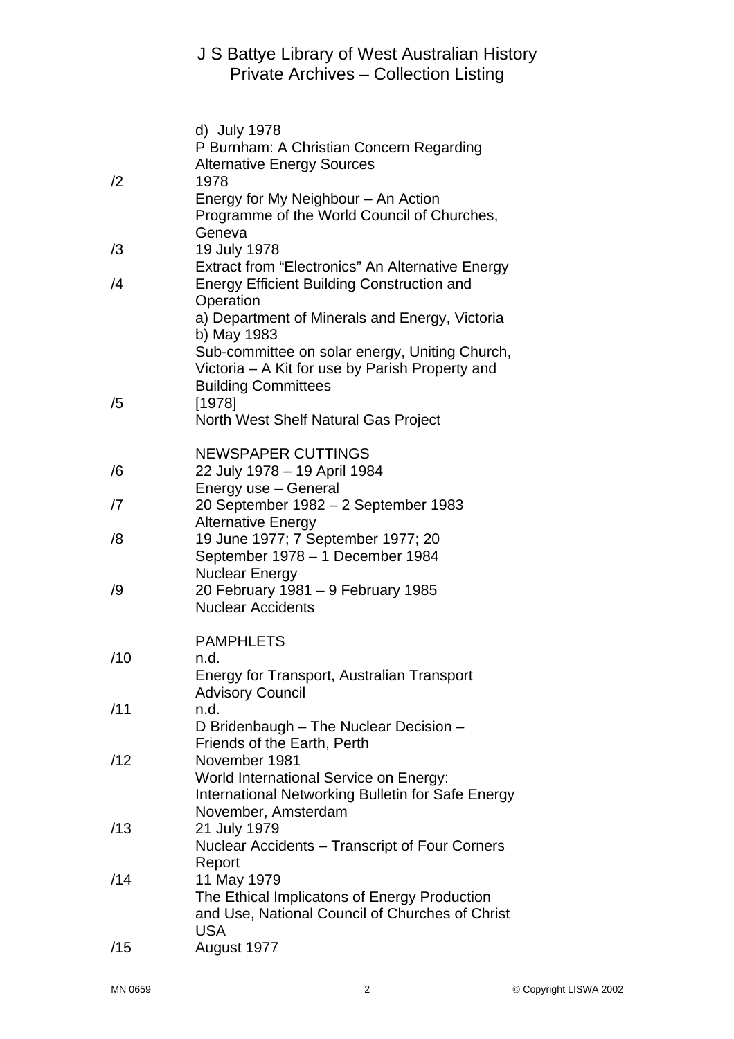| | |
|---|---|
| | d) July 1978<br>P Burnham: A Christian Concern Regarding Alternative Energy Sources |
| /2 | 1978<br>Energy for My Neighbour – An Action Programme of the World Council of Churches, Geneva |
| /3 | 19 July 1978<br>Extract from "Electronics" An Alternative Energy |
| /4 | Energy Efficient Building Construction and Operation<br>a) Department of Minerals and Energy, Victoria<br>b) May 1983<br>Sub-committee on solar energy, Uniting Church, Victoria – A Kit for use by Parish Property and Building Committees |
| /5 | [1978]<br>North West Shelf Natural Gas Project |

NEWSPAPER CUTTINGS

| | |
|---|---|
| /6 | 22 July 1978 – 19 April 1984<br>Energy use – General |
| /7 | 20 September 1982 – 2 September 1983<br>Alternative Energy |
| /8 | 19 June 1977; 7 September 1977; 20 September 1978 – 1 December 1984<br>Nuclear Energy |
| /9 | 20 February 1981 – 9 February 1985<br>Nuclear Accidents |

PAMPHLETS

| | |
|---|---|
| /10 | n.d.<br>Energy for Transport, Australian Transport Advisory Council |
| /11 | n.d.<br>D Bridenbaugh – The Nuclear Decision – Friends of the Earth, Perth |
| /12 | November 1981<br>World International Service on Energy: International Networking Bulletin for Safe Energy November, Amsterdam |
| /13 | 21 July 1979<br>Nuclear Accidents – Transcript of <u>Four Corners</u> Report |
| /14 | 11 May 1979<br>The Ethical Implicatons of Energy Production and Use, National Council of Churches of Christ USA |
| /15 | August 1977 |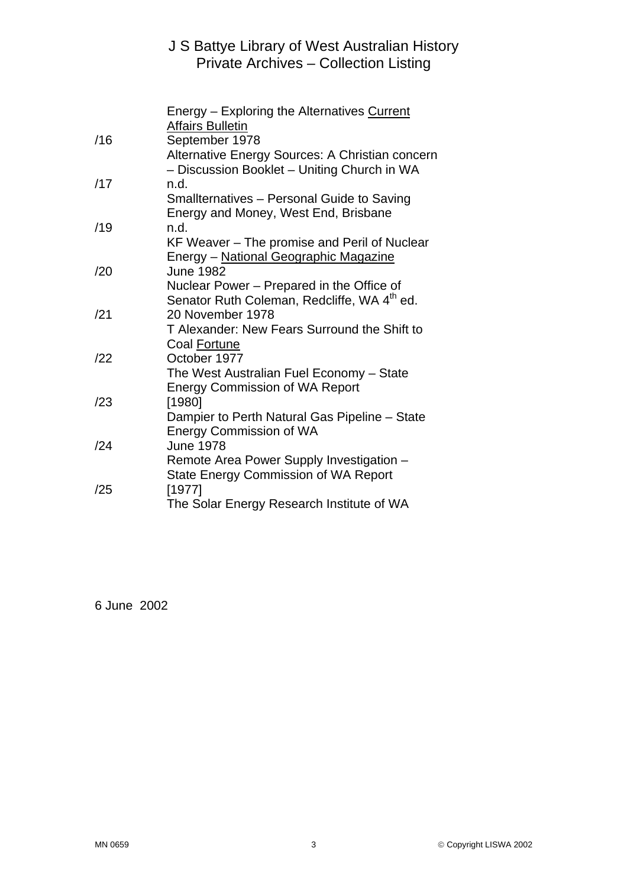| | |
|---|---|
| | Energy – Exploring the Alternatives Current Affairs Bulletin |
| /16 | September 1978 |
| | Alternative Energy Sources: A Christian concern – Discussion Booklet – Uniting Church in WA |
| /17 | n.d. |
| | Smallternatives – Personal Guide to Saving Energy and Money, West End, Brisbane |
| /19 | n.d. |
| | KF Weaver – The promise and Peril of Nuclear Energy – National Geographic Magazine |
| /20 | June 1982 |
| | Nuclear Power – Prepared in the Office of Senator Ruth Coleman, Redcliffe, WA 4th ed. |
| /21 | 20 November 1978 |
| | T Alexander: New Fears Surround the Shift to Coal Fortune |
| /22 | October 1977 |
| | The West Australian Fuel Economy – State Energy Commission of WA Report |
| /23 | [1980] |
| | Dampier to Perth Natural Gas Pipeline – State Energy Commission of WA |
| /24 | June 1978 |
| | Remote Area Power Supply Investigation – State Energy Commission of WA Report |
| /25 | [1977] |
| | The Solar Energy Research Institute of WA |

6 June 2002